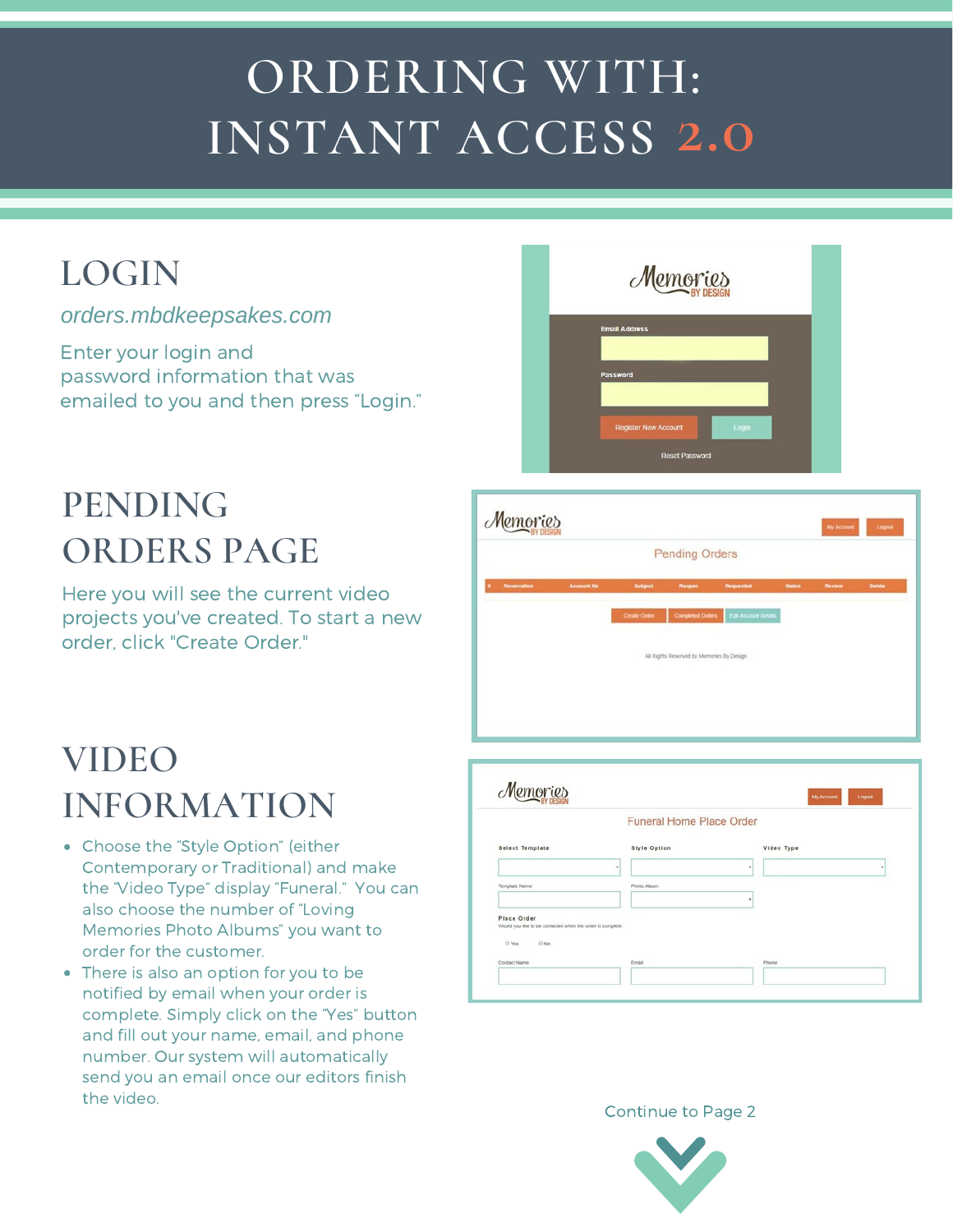# ORDERING WITH: INSTANT ACCESS 2.0

## LOGIN

*orders.mbdkeepsakes.com*

Enter your login and password information that was emailed to you and then press "Login."

## PENDING ORDERS PAGE

Here you will see the current video projects you've created. To start a new order, click "Create Order."

## VIDEO INFORMATION

- Choose the "Style Option" (either Contemporary or Traditional) and make the "Video Type" display "Funeral." You can also choose the number of "Loving Memories Photo Albums" you want to order for the customer.
- There is also an option for you to be notified by email when your order is complete. Simply click on the "Yes" button and fill out your name, email, and phone number. Our system will automatically send you an email once our editors finish the video.

Continue to Page 2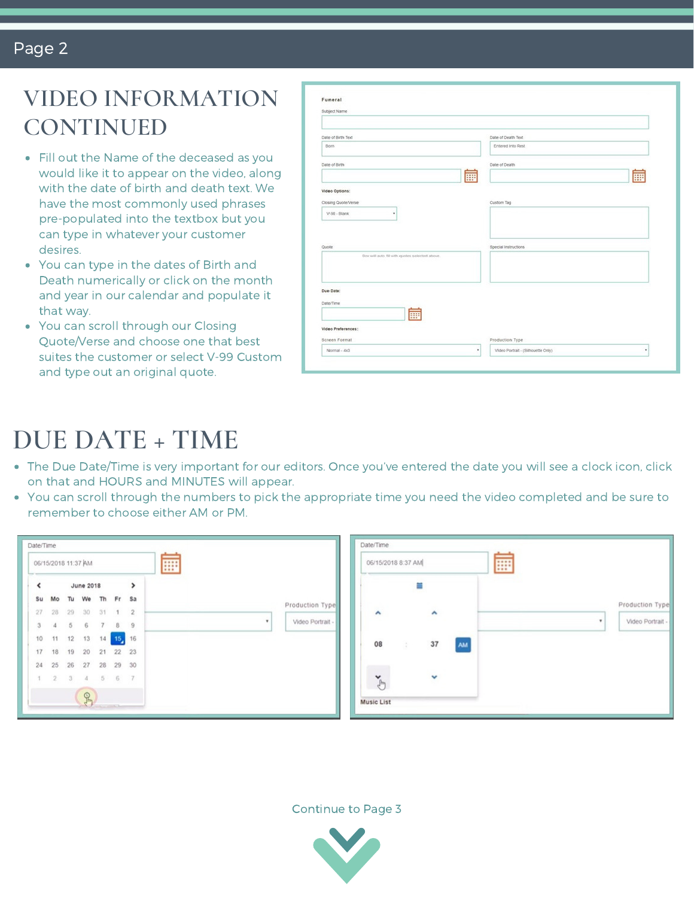## VIDEO INFORMATION CONTINUED

- Fill out the Name of the deceased as you would like it to appear on the video, along with the date of birth and death text. We have the most commonly used phrases pre-populated into the textbox but you can type in whatever your customer desires.
- You can type in the dates of Birth and Death numerically or click on the month and year in our calendar and populate it that way.
- You can scroll through our Closing Quote/Verse and choose one that best suites the customer or select V-99 Custom and type out an original quote.

## DUE DATE + TIME

- The Due Date/Time is very important for our editors. Once you've entered the date you will see a clock icon, click on that and HOURS and MINUTES will appear.
- You can scroll through the numbers to pick the appropriate time you need the video completed and be sure to remember to choose either AM or PM.

Continue to Page 3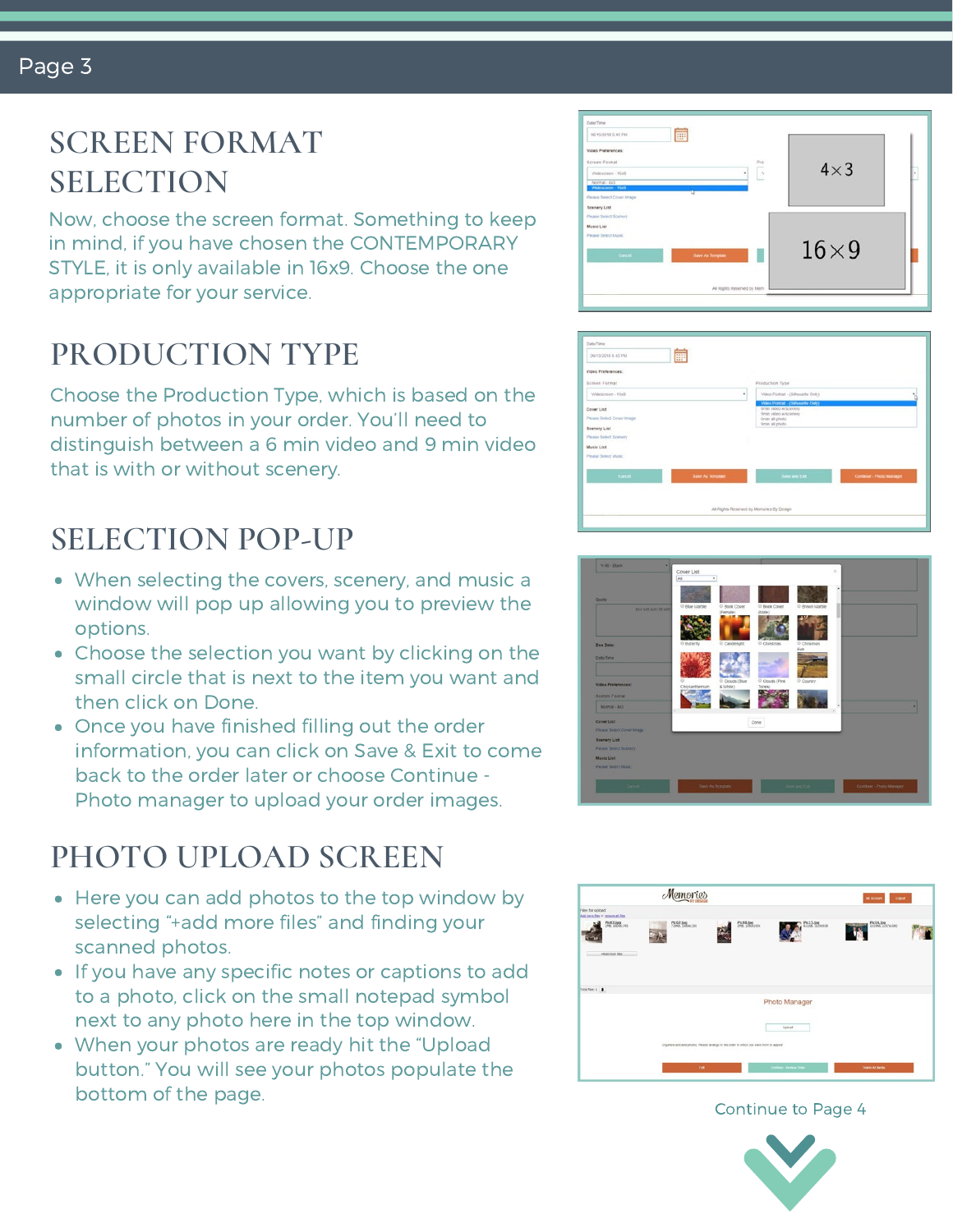## SCREEN FORMAT SELECTION

Now, choose the screen format. Something to keep in mind, if you have chosen the CONTEMPORARY STYLE, it is only available in 16x9. Choose the one appropriate for your service.

## PRODUCTION TYPE

Choose the Production Type, which is based on the number of photos in your order. You'll need to distinguish between a 6 min video and 9 min video that is with or without scenery.

## SELECTION POP-UP

- When selecting the covers, scenery, and music a window will pop up allowing you to preview the options.
- Choose the selection you want by clicking on the small circle that is next to the item you want and then click on Done.
- Once you have finished filling out the order information, you can click on Save & Exit to come back to the order later or choose Continue - Photo manager to upload your order images.

## PHOTO UPLOAD SCREEN

- Here you can add photos to the top window by selecting "+add more files" and finding your scanned photos.
- If you have any specific notes or captions to add to a photo, click on the small notepad symbol next to any photo here in the top window.
- When your photos are ready hit the "Upload button." You will see your photos populate the bottom of the page.

Continue to Page 4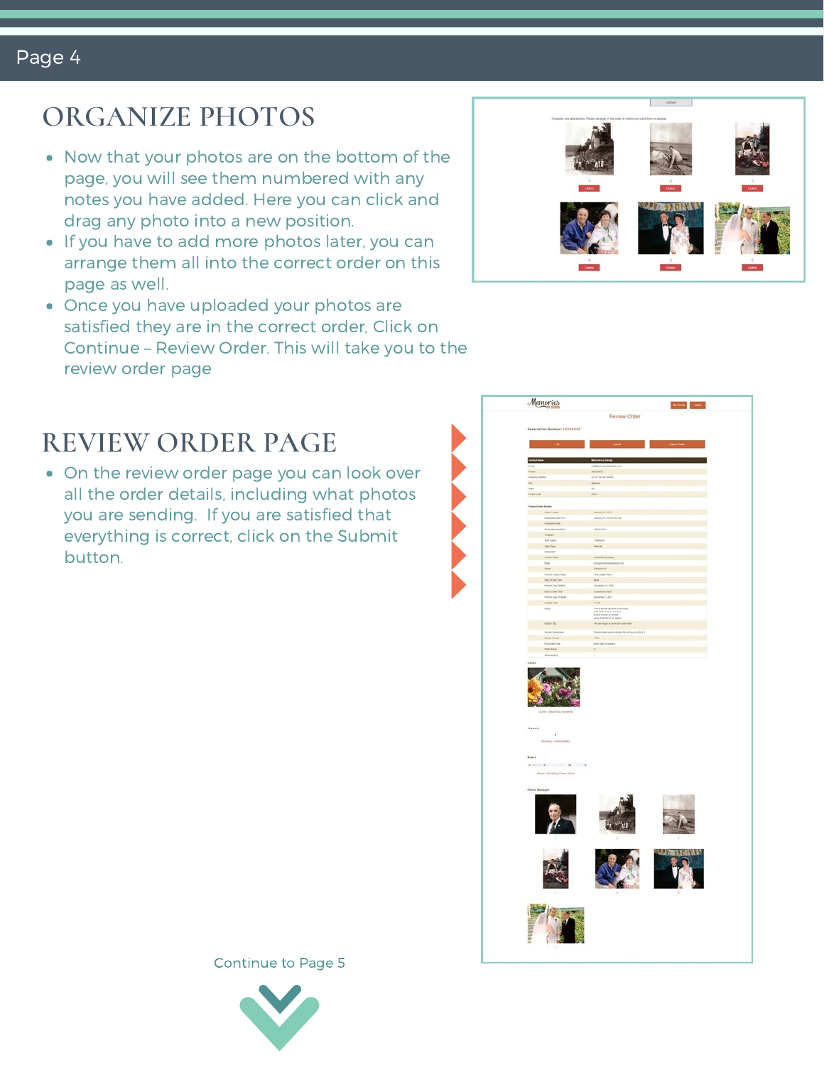## ORGANIZE PHOTOS

- Now that your photos are on the bottom of the page, you will see them numbered with any notes you have added. Here you can click and drag any photo into a new position.
- If you have to add more photos later, you can arrange them all into the correct order on this page as well.
- Once you have uploaded your photos are satisfied they are in the correct order, Click on Continue – Review Order. This will take you to the review order page

## REVIEW ORDER PAGE

- On the review order page you can look over all the order details, including what photos you are sending. If you are satisfied that everything is correct, click on the Submit button.

Continue to Page 5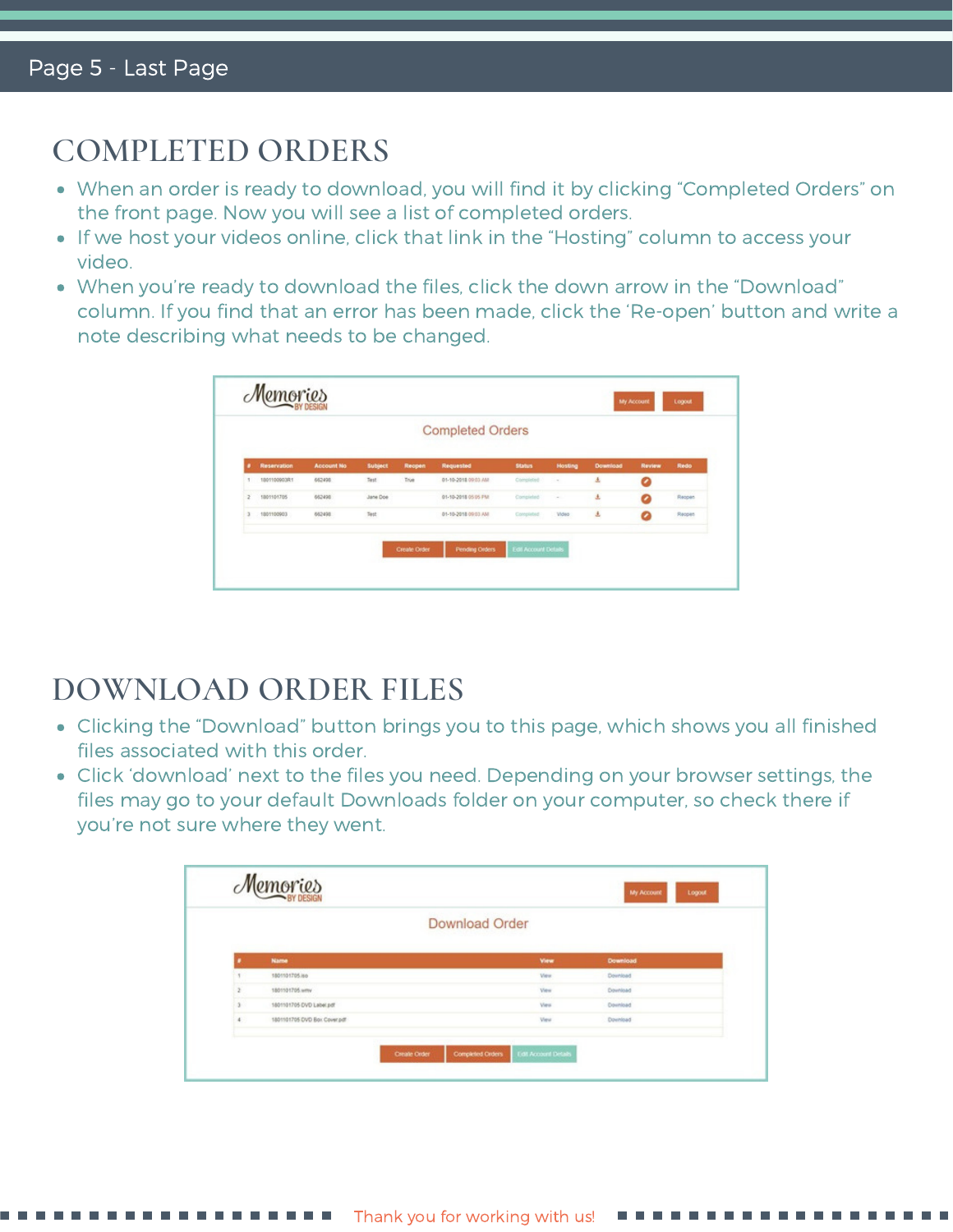Page 5 - Last Page

## COMPLETED ORDERS

- When an order is ready to download, you will find it by clicking "Completed Orders" on the front page. Now you will see a list of completed orders.
- If we host your videos online, click that link in the "Hosting" column to access your video.
- When you're ready to download the files, click the down arrow in the "Download" column. If you find that an error has been made, click the 'Re-open' button and write a note describing what needs to be changed.

## DOWNLOAD ORDER FILES

- Clicking the "Download" button brings you to this page, which shows you all finished files associated with this order.
- Click 'download' next to the files you need. Depending on your browser settings, the files may go to your default Downloads folder on your computer, so check there if you're not sure where they went.

Thank you for working with us!